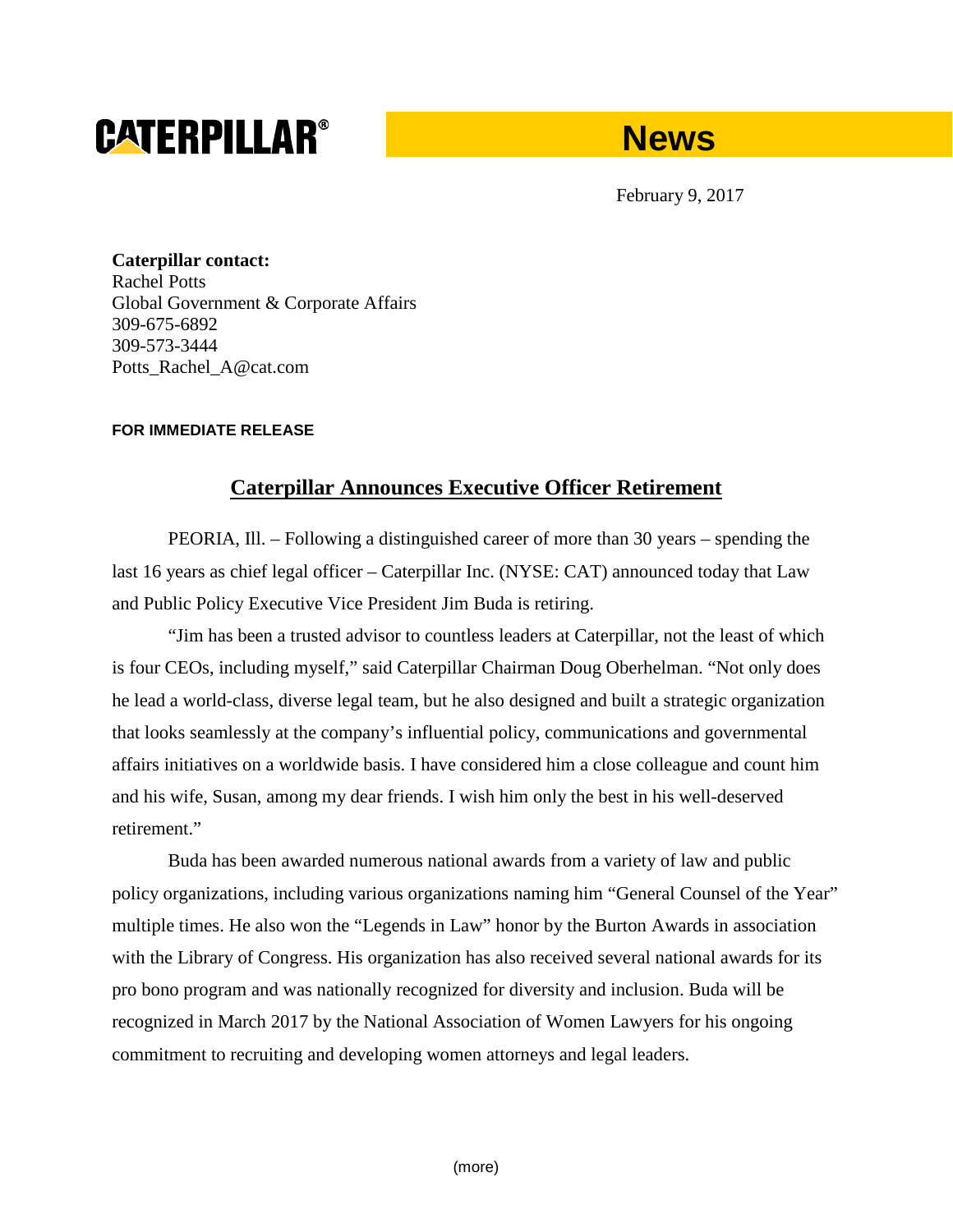# CATERPILLAR® News

February 9, 2017

**Caterpillar contact:**
Rachel Potts
Global Government & Corporate Affairs
309-675-6892
309-573-3444
Potts_Rachel_A@cat.com

**FOR IMMEDIATE RELEASE**

## Caterpillar Announces Executive Officer Retirement

PEORIA, Ill. – Following a distinguished career of more than 30 years – spending the last 16 years as chief legal officer – Caterpillar Inc. (NYSE: CAT) announced today that Law and Public Policy Executive Vice President Jim Buda is retiring.

"Jim has been a trusted advisor to countless leaders at Caterpillar, not the least of which is four CEOs, including myself," said Caterpillar Chairman Doug Oberhelman. "Not only does he lead a world-class, diverse legal team, but he also designed and built a strategic organization that looks seamlessly at the company's influential policy, communications and governmental affairs initiatives on a worldwide basis. I have considered him a close colleague and count him and his wife, Susan, among my dear friends. I wish him only the best in his well-deserved retirement."

Buda has been awarded numerous national awards from a variety of law and public policy organizations, including various organizations naming him "General Counsel of the Year" multiple times. He also won the "Legends in Law" honor by the Burton Awards in association with the Library of Congress. His organization has also received several national awards for its pro bono program and was nationally recognized for diversity and inclusion. Buda will be recognized in March 2017 by the National Association of Women Lawyers for his ongoing commitment to recruiting and developing women attorneys and legal leaders.

(more)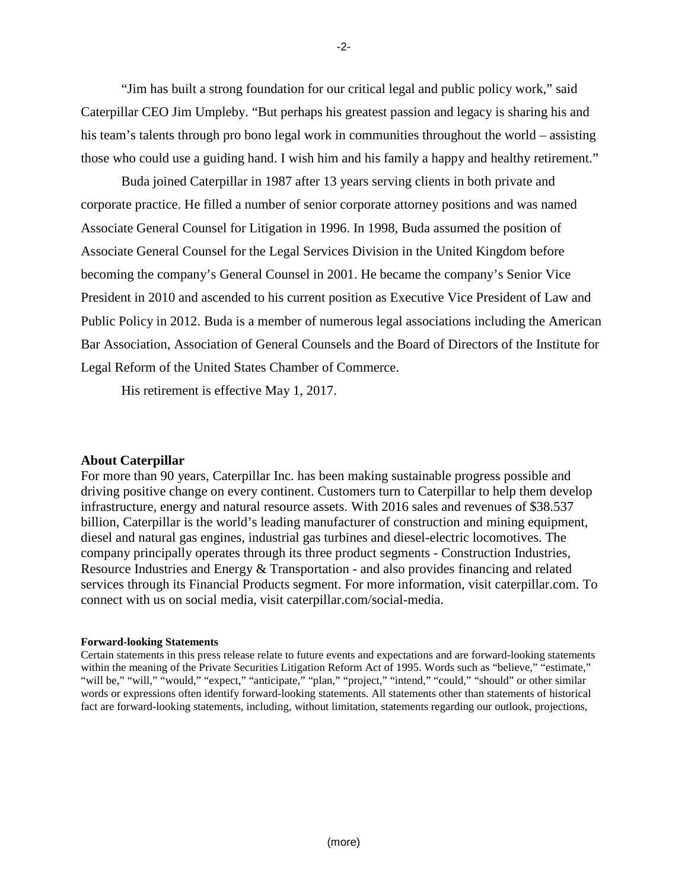"Jim has built a strong foundation for our critical legal and public policy work," said Caterpillar CEO Jim Umpleby. "But perhaps his greatest passion and legacy is sharing his and his team's talents through pro bono legal work in communities throughout the world – assisting those who could use a guiding hand. I wish him and his family a happy and healthy retirement."

Buda joined Caterpillar in 1987 after 13 years serving clients in both private and corporate practice. He filled a number of senior corporate attorney positions and was named Associate General Counsel for Litigation in 1996. In 1998, Buda assumed the position of Associate General Counsel for the Legal Services Division in the United Kingdom before becoming the company's General Counsel in 2001. He became the company's Senior Vice President in 2010 and ascended to his current position as Executive Vice President of Law and Public Policy in 2012. Buda is a member of numerous legal associations including the American Bar Association, Association of General Counsels and the Board of Directors of the Institute for Legal Reform of the United States Chamber of Commerce.

His retirement is effective May 1, 2017.

**About Caterpillar**

For more than 90 years, Caterpillar Inc. has been making sustainable progress possible and driving positive change on every continent. Customers turn to Caterpillar to help them develop infrastructure, energy and natural resource assets. With 2016 sales and revenues of $38.537 billion, Caterpillar is the world's leading manufacturer of construction and mining equipment, diesel and natural gas engines, industrial gas turbines and diesel-electric locomotives. The company principally operates through its three product segments - Construction Industries, Resource Industries and Energy & Transportation - and also provides financing and related services through its Financial Products segment. For more information, visit caterpillar.com. To connect with us on social media, visit caterpillar.com/social-media.

**Forward-looking Statements**

Certain statements in this press release relate to future events and expectations and are forward-looking statements within the meaning of the Private Securities Litigation Reform Act of 1995. Words such as "believe," "estimate," "will be," "will," "would," "expect," "anticipate," "plan," "project," "intend," "could," "should" or other similar words or expressions often identify forward-looking statements. All statements other than statements of historical fact are forward-looking statements, including, without limitation, statements regarding our outlook, projections,

(more)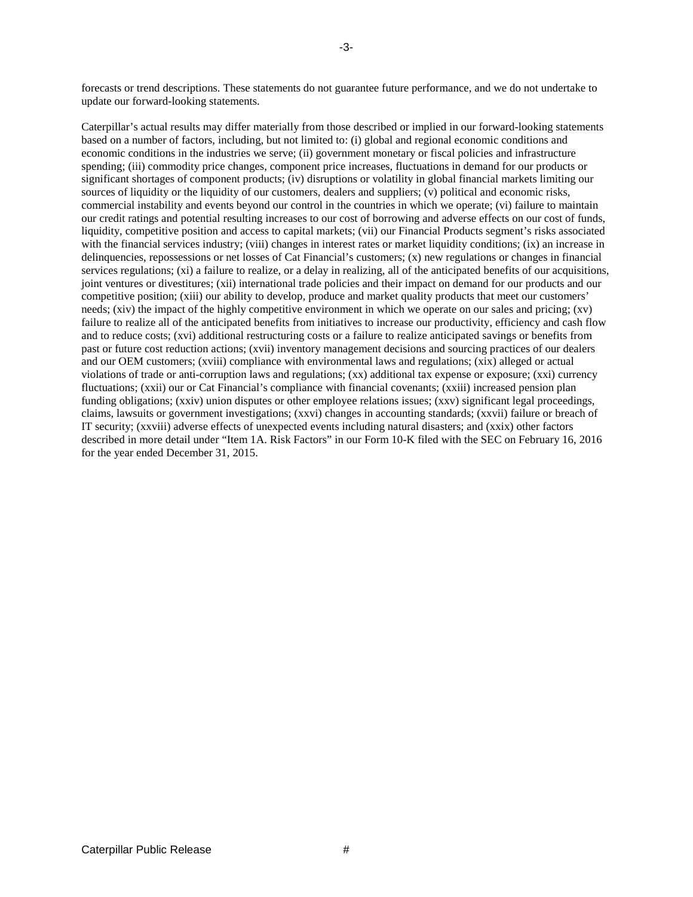forecasts or trend descriptions. These statements do not guarantee future performance, and we do not undertake to update our forward-looking statements.

Caterpillar's actual results may differ materially from those described or implied in our forward-looking statements based on a number of factors, including, but not limited to: (i) global and regional economic conditions and economic conditions in the industries we serve; (ii) government monetary or fiscal policies and infrastructure spending; (iii) commodity price changes, component price increases, fluctuations in demand for our products or significant shortages of component products; (iv) disruptions or volatility in global financial markets limiting our sources of liquidity or the liquidity of our customers, dealers and suppliers; (v) political and economic risks, commercial instability and events beyond our control in the countries in which we operate; (vi) failure to maintain our credit ratings and potential resulting increases to our cost of borrowing and adverse effects on our cost of funds, liquidity, competitive position and access to capital markets; (vii) our Financial Products segment's risks associated with the financial services industry; (viii) changes in interest rates or market liquidity conditions; (ix) an increase in delinquencies, repossessions or net losses of Cat Financial's customers; (x) new regulations or changes in financial services regulations; (xi) a failure to realize, or a delay in realizing, all of the anticipated benefits of our acquisitions, joint ventures or divestitures; (xii) international trade policies and their impact on demand for our products and our competitive position; (xiii) our ability to develop, produce and market quality products that meet our customers' needs; (xiv) the impact of the highly competitive environment in which we operate on our sales and pricing; (xv) failure to realize all of the anticipated benefits from initiatives to increase our productivity, efficiency and cash flow and to reduce costs; (xvi) additional restructuring costs or a failure to realize anticipated savings or benefits from past or future cost reduction actions; (xvii) inventory management decisions and sourcing practices of our dealers and our OEM customers; (xviii) compliance with environmental laws and regulations; (xix) alleged or actual violations of trade or anti-corruption laws and regulations; (xx) additional tax expense or exposure; (xxi) currency fluctuations; (xxii) our or Cat Financial's compliance with financial covenants; (xxiii) increased pension plan funding obligations; (xxiv) union disputes or other employee relations issues; (xxv) significant legal proceedings, claims, lawsuits or government investigations; (xxvi) changes in accounting standards; (xxvii) failure or breach of IT security; (xxviii) adverse effects of unexpected events including natural disasters; and (xxix) other factors described in more detail under "Item 1A. Risk Factors" in our Form 10-K filed with the SEC on February 16, 2016 for the year ended December 31, 2015.

#